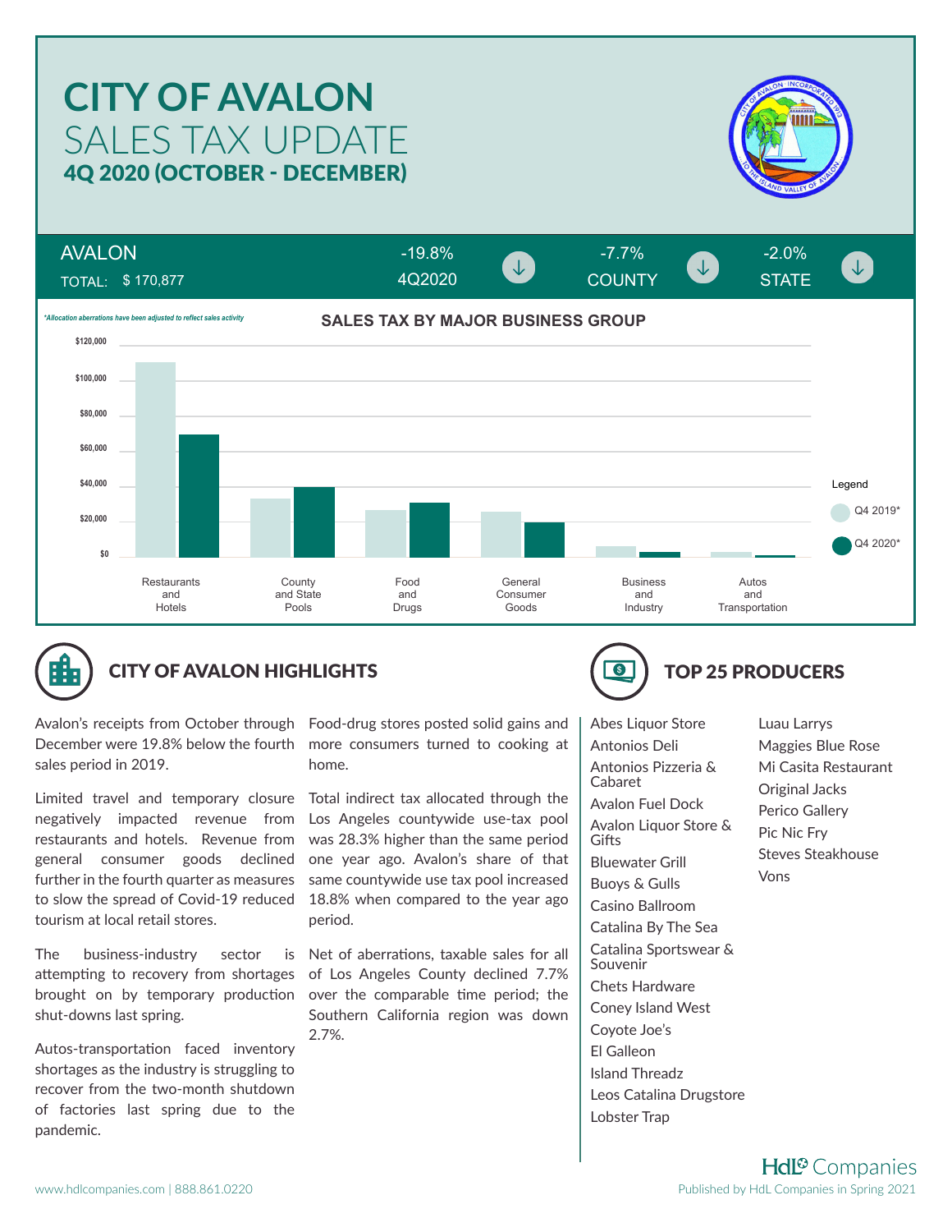# CITY OF AVALON

## SALES TAX UPDATE

### 4Q 2020 (OCTOBER - DECEMBER)

| AVALON | -19.8% | -7.7% | -2.0% |
|---|---|---|---|
| TOTAL: $ 170,877 | 4Q2020 ↓ | COUNTY ↓ | STATE ↓ |

*Allocation aberrations have been adjusted to reflect sales activity*

**SALES TAX BY MAJOR BUSINESS GROUP**

Legend: Q4 2019*, Q4 2020*

Business groups shown: Restaurants and Hotels; County and State Pools; Food and Drugs; General Consumer Goods; Business and Industry; Autos and Transportation

## CITY OF AVALON HIGHLIGHTS

Avalon's receipts from October through December were 19.8% below the fourth sales period in 2019.

Limited travel and temporary closure negatively impacted revenue from restaurants and hotels. Revenue from general consumer goods declined further in the fourth quarter as measures to slow the spread of Covid-19 reduced tourism at local retail stores.

The business-industry sector is attempting to recovery from shortages brought on by temporary production shut-downs last spring.

Autos-transportation faced inventory shortages as the industry is struggling to recover from the two-month shutdown of factories last spring due to the pandemic.

Food-drug stores posted solid gains and more consumers turned to cooking at home.

Total indirect tax allocated through the Los Angeles countywide use-tax pool was 28.3% higher than the same period one year ago. Avalon's share of that same countywide use tax pool increased 18.8% when compared to the year ago period.

Net of aberrations, taxable sales for all of Los Angeles County declined 7.7% over the comparable time period; the Southern California region was down 2.7%.

## TOP 25 PRODUCERS

- Abes Liquor Store
- Antonios Deli
- Antonios Pizzeria & Cabaret
- Avalon Fuel Dock
- Avalon Liquor Store & Gifts
- Bluewater Grill
- Buoys & Gulls
- Casino Ballroom
- Catalina By The Sea
- Catalina Sportswear & Souvenir
- Chets Hardware
- Coney Island West
- Coyote Joe's
- El Galleon
- Island Threadz
- Leos Catalina Drugstore
- Lobster Trap
- Luau Larrys
- Maggies Blue Rose
- Mi Casita Restaurant
- Original Jacks
- Perico Gallery
- Pic Nic Fry
- Steves Steakhouse
- Vons

www.hdlcompanies.com | 888.861.0220

HdL Companies — Published by HdL Companies in Spring 2021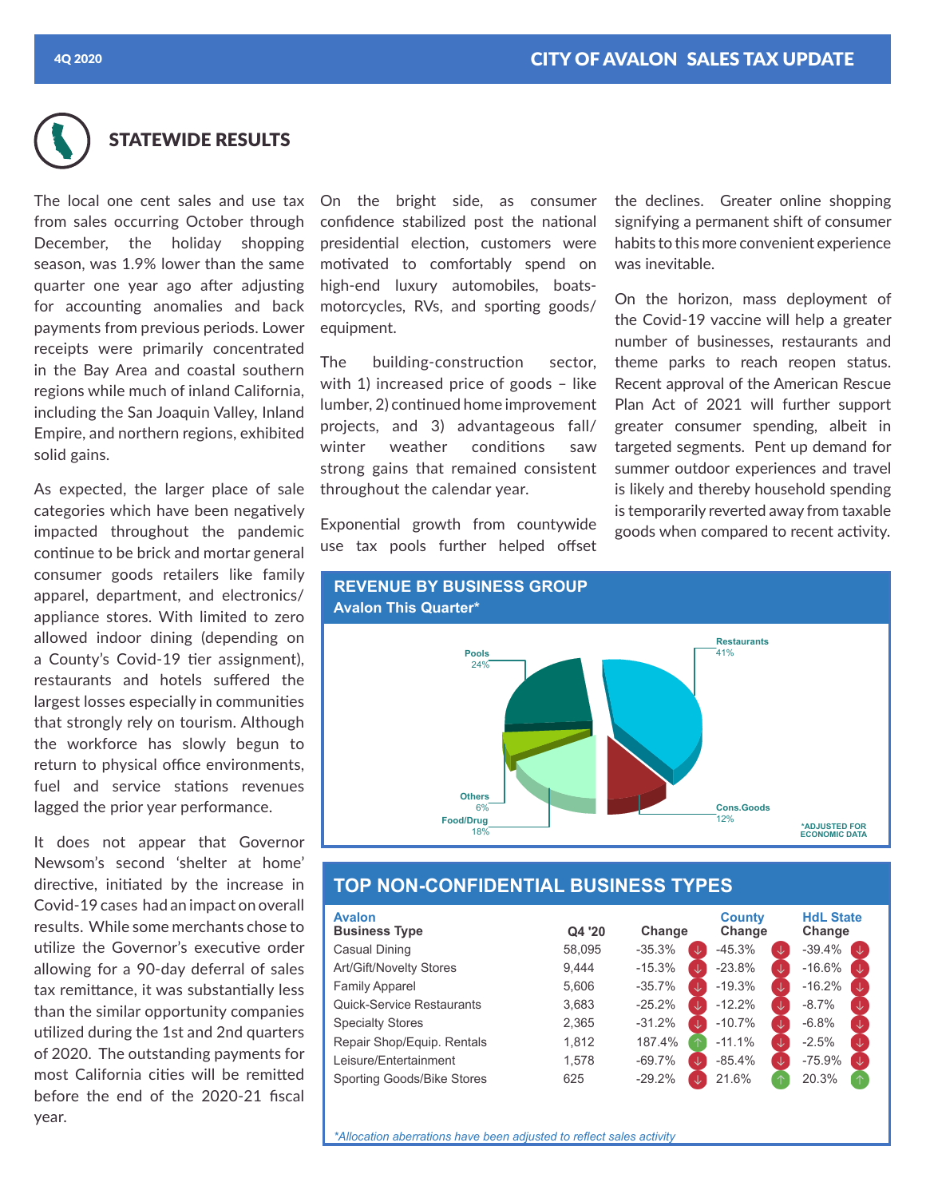## STATEWIDE RESULTS

The local one cent sales and use tax from sales occurring October through December, the holiday shopping season, was 1.9% lower than the same quarter one year ago after adjusting for accounting anomalies and back payments from previous periods. Lower receipts were primarily concentrated in the Bay Area and coastal southern regions while much of inland California, including the San Joaquin Valley, Inland Empire, and northern regions, exhibited solid gains.

As expected, the larger place of sale categories which have been negatively impacted throughout the pandemic continue to be brick and mortar general consumer goods retailers like family apparel, department, and electronics/appliance stores. With limited to zero allowed indoor dining (depending on a County's Covid-19 tier assignment), restaurants and hotels suffered the largest losses especially in communities that strongly rely on tourism. Although the workforce has slowly begun to return to physical office environments, fuel and service stations revenues lagged the prior year performance.

It does not appear that Governor Newsom's second 'shelter at home' directive, initiated by the increase in Covid-19 cases had an impact on overall results. While some merchants chose to utilize the Governor's executive order allowing for a 90-day deferral of sales tax remittance, it was substantially less than the similar opportunity companies utilized during the 1st and 2nd quarters of 2020. The outstanding payments for most California cities will be remitted before the end of the 2020-21 fiscal year.

On the bright side, as consumer confidence stabilized post the national presidential election, customers were motivated to comfortably spend on high-end luxury automobiles, boats-motorcycles, RVs, and sporting goods/equipment.

The building-construction sector, with 1) increased price of goods – like lumber, 2) continued home improvement projects, and 3) advantageous fall/winter weather conditions saw strong gains that remained consistent throughout the calendar year.

Exponential growth from countywide use tax pools further helped offset the declines. Greater online shopping signifying a permanent shift of consumer habits to this more convenient experience was inevitable.

On the horizon, mass deployment of the Covid-19 vaccine will help a greater number of businesses, restaurants and theme parks to reach reopen status. Recent approval of the American Rescue Plan Act of 2021 will further support greater consumer spending, albeit in targeted segments. Pent up demand for summer outdoor experiences and travel is likely and thereby household spending is temporarily reverted away from taxable goods when compared to recent activity.

### REVENUE BY BUSINESS GROUP

**Avalon This Quarter***

Restaurants 41%
Cons.Goods 12%
Food/Drug 18%
Others 6%
Pools 24%

*ADJUSTED FOR ECONOMIC DATA

### TOP NON-CONFIDENTIAL BUSINESS TYPES

| Avalon Business Type | Q4 '20 | Change | County Change | HdL State Change |
|---|---|---|---|---|
| Casual Dining | 58,095 | -35.3% ↓ | -45.3% ↓ | -39.4% ↓ |
| Art/Gift/Novelty Stores | 9,444 | -15.3% ↓ | -23.8% ↓ | -16.6% ↓ |
| Family Apparel | 5,606 | -35.7% ↓ | -19.3% ↓ | -16.2% ↓ |
| Quick-Service Restaurants | 3,683 | -25.2% ↓ | -12.2% ↓ | -8.7% ↓ |
| Specialty Stores | 2,365 | -31.2% ↓ | -10.7% ↓ | -6.8% ↓ |
| Repair Shop/Equip. Rentals | 1,812 | 187.4% ↑ | -11.1% ↓ | -2.5% ↓ |
| Leisure/Entertainment | 1,578 | -69.7% ↓ | -85.4% ↓ | -75.9% ↓ |
| Sporting Goods/Bike Stores | 625 | -29.2% ↓ | 21.6% ↑ | 20.3% ↑ |

*Allocation aberrations have been adjusted to reflect sales activity*